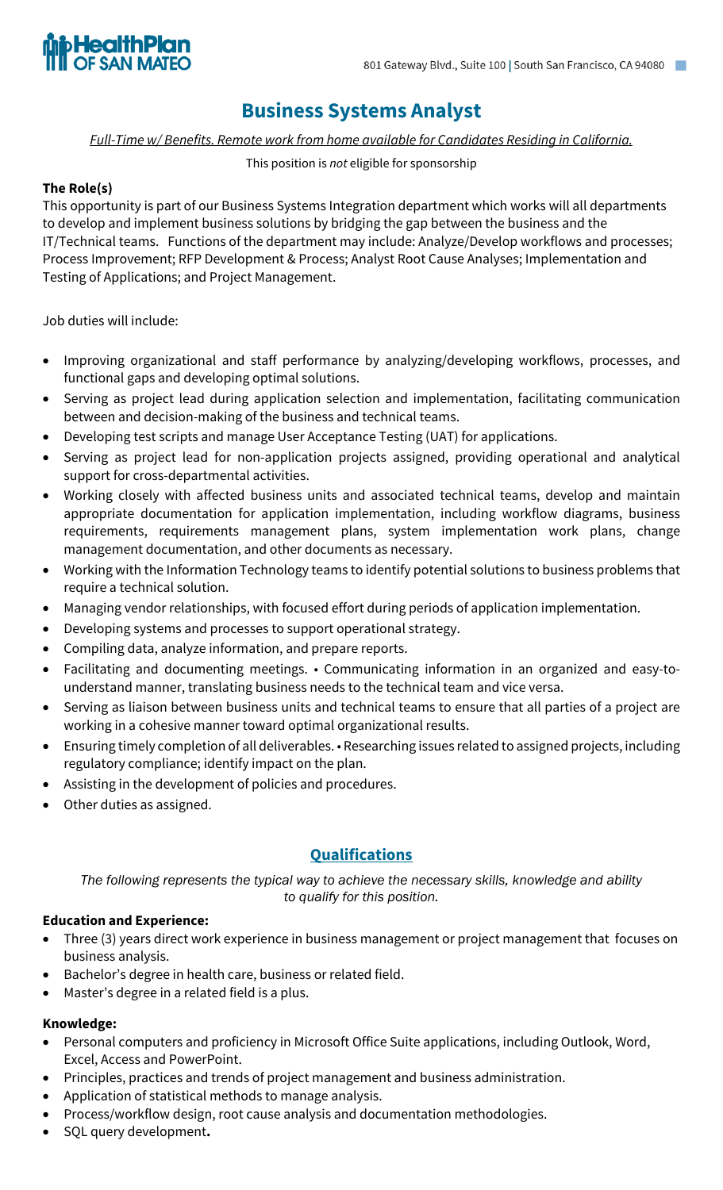HealthPlan OF SAN MATEO

801 Gateway Blvd., Suite 100 | South San Francisco, CA 94080

# Business Systems Analyst

*Full-Time w/ Benefits. Remote work from home available for Candidates Residing in California.*

This position is *not* eligible for sponsorship

**The Role(s)**

This opportunity is part of our Business Systems Integration department which works will all departments to develop and implement business solutions by bridging the gap between the business and the IT/Technical teams. Functions of the department may include: Analyze/Develop workflows and processes; Process Improvement; RFP Development & Process; Analyst Root Cause Analyses; Implementation and Testing of Applications; and Project Management.

Job duties will include:

- Improving organizational and staff performance by analyzing/developing workflows, processes, and functional gaps and developing optimal solutions.
- Serving as project lead during application selection and implementation, facilitating communication between and decision-making of the business and technical teams.
- Developing test scripts and manage User Acceptance Testing (UAT) for applications.
- Serving as project lead for non-application projects assigned, providing operational and analytical support for cross-departmental activities.
- Working closely with affected business units and associated technical teams, develop and maintain appropriate documentation for application implementation, including workflow diagrams, business requirements, requirements management plans, system implementation work plans, change management documentation, and other documents as necessary.
- Working with the Information Technology teams to identify potential solutions to business problems that require a technical solution.
- Managing vendor relationships, with focused effort during periods of application implementation.
- Developing systems and processes to support operational strategy.
- Compiling data, analyze information, and prepare reports.
- Facilitating and documenting meetings. • Communicating information in an organized and easy-to-understand manner, translating business needs to the technical team and vice versa.
- Serving as liaison between business units and technical teams to ensure that all parties of a project are working in a cohesive manner toward optimal organizational results.
- Ensuring timely completion of all deliverables. • Researching issues related to assigned projects, including regulatory compliance; identify impact on the plan.
- Assisting in the development of policies and procedures.
- Other duties as assigned.

## Qualifications

*The following represents the typical way to achieve the necessary skills, knowledge and ability to qualify for this position.*

**Education and Experience:**

- Three (3) years direct work experience in business management or project management that focuses on business analysis.
- Bachelor's degree in health care, business or related field.
- Master's degree in a related field is a plus.

**Knowledge:**

- Personal computers and proficiency in Microsoft Office Suite applications, including Outlook, Word, Excel, Access and PowerPoint.
- Principles, practices and trends of project management and business administration.
- Application of statistical methods to manage analysis.
- Process/workflow design, root cause analysis and documentation methodologies.
- SQL query development.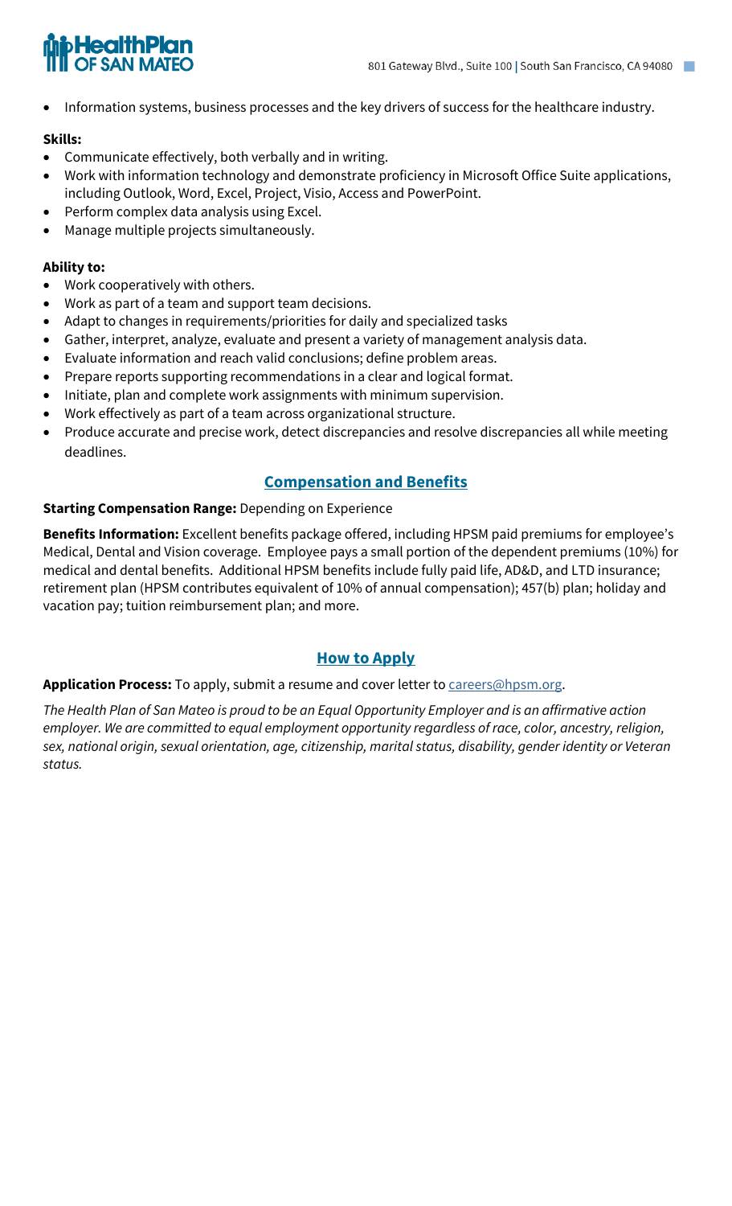- Information systems, business processes and the key drivers of success for the healthcare industry.

**Skills:**

- Communicate effectively, both verbally and in writing.
- Work with information technology and demonstrate proficiency in Microsoft Office Suite applications, including Outlook, Word, Excel, Project, Visio, Access and PowerPoint.
- Perform complex data analysis using Excel.
- Manage multiple projects simultaneously.

**Ability to:**

- Work cooperatively with others.
- Work as part of a team and support team decisions.
- Adapt to changes in requirements/priorities for daily and specialized tasks
- Gather, interpret, analyze, evaluate and present a variety of management analysis data.
- Evaluate information and reach valid conclusions; define problem areas.
- Prepare reports supporting recommendations in a clear and logical format.
- Initiate, plan and complete work assignments with minimum supervision.
- Work effectively as part of a team across organizational structure.
- Produce accurate and precise work, detect discrepancies and resolve discrepancies all while meeting deadlines.

## Compensation and Benefits

**Starting Compensation Range:** Depending on Experience

**Benefits Information:** Excellent benefits package offered, including HPSM paid premiums for employee's Medical, Dental and Vision coverage. Employee pays a small portion of the dependent premiums (10%) for medical and dental benefits. Additional HPSM benefits include fully paid life, AD&D, and LTD insurance; retirement plan (HPSM contributes equivalent of 10% of annual compensation); 457(b) plan; holiday and vacation pay; tuition reimbursement plan; and more.

## How to Apply

**Application Process:** To apply, submit a resume and cover letter to careers@hpsm.org.

*The Health Plan of San Mateo is proud to be an Equal Opportunity Employer and is an affirmative action employer. We are committed to equal employment opportunity regardless of race, color, ancestry, religion, sex, national origin, sexual orientation, age, citizenship, marital status, disability, gender identity or Veteran status.*